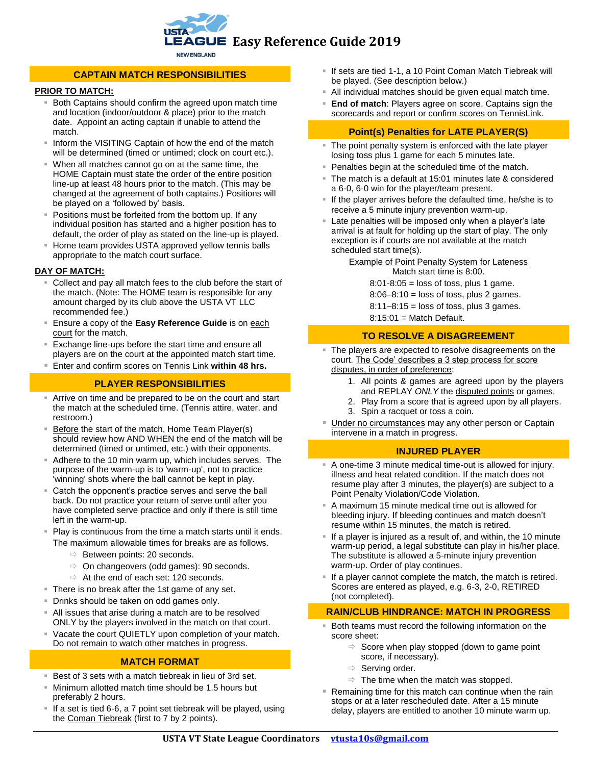# USTA LEAGUE NEW ENGLAND Easy Reference Guide 2019

## CAPTAIN MATCH RESPONSIBILITIES

**PRIOR TO MATCH:**

- Both Captains should confirm the agreed upon match time and location (indoor/outdoor & place) prior to the match date. Appoint an acting captain if unable to attend the match.
- Inform the VISITING Captain of how the end of the match will be determined (timed or untimed; clock on court etc.).
- When all matches cannot go on at the same time, the HOME Captain must state the order of the entire position line-up at least 48 hours prior to the match. (This may be changed at the agreement of both captains.) Positions will be played on a 'followed by' basis.
- Positions must be forfeited from the bottom up. If any individual position has started and a higher position has to default, the order of play as stated on the line-up is played.
- Home team provides USTA approved yellow tennis balls appropriate to the match court surface.

**DAY OF MATCH:**

- Collect and pay all match fees to the club before the start of the match. (Note: The HOME team is responsible for any amount charged by its club above the USTA VT LLC recommended fee.)
- Ensure a copy of the **Easy Reference Guide** is on each court for the match.
- Exchange line-ups before the start time and ensure all players are on the court at the appointed match start time.
- Enter and confirm scores on Tennis Link **within 48 hrs.**

## PLAYER RESPONSIBILITIES

- Arrive on time and be prepared to be on the court and start the match at the scheduled time. (Tennis attire, water, and restroom.)
- Before the start of the match, Home Team Player(s) should review how AND WHEN the end of the match will be determined (timed or untimed, etc.) with their opponents.
- Adhere to the 10 min warm up, which includes serves. The purpose of the warm-up is to 'warm-up', not to practice 'winning' shots where the ball cannot be kept in play.
- Catch the opponent's practice serves and serve the ball back. Do not practice your return of serve until after you have completed serve practice and only if there is still time left in the warm-up.
- Play is continuous from the time a match starts until it ends. The maximum allowable times for breaks are as follows.
  - Between points: 20 seconds.
  - On changeovers (odd games): 90 seconds.
  - At the end of each set: 120 seconds.
- There is no break after the 1st game of any set.
- Drinks should be taken on odd games only.
- All issues that arise during a match are to be resolved ONLY by the players involved in the match on that court.
- Vacate the court QUIETLY upon completion of your match. Do not remain to watch other matches in progress.

## MATCH FORMAT

- Best of 3 sets with a match tiebreak in lieu of 3rd set.
- Minimum allotted match time should be 1.5 hours but preferably 2 hours.
- If a set is tied 6-6, a 7 point set tiebreak will be played, using the Coman Tiebreak (first to 7 by 2 points).
- If sets are tied 1-1, a 10 Point Coman Match Tiebreak will be played. (See description below.)
- All individual matches should be given equal match time.
- **End of match**: Players agree on score. Captains sign the scorecards and report or confirm scores on TennisLink.

## Point(s) Penalties for LATE PLAYER(S)

- The point penalty system is enforced with the late player losing toss plus 1 game for each 5 minutes late.
- Penalties begin at the scheduled time of the match.
- The match is a default at 15:01 minutes late & considered a 6-0, 6-0 win for the player/team present.
- If the player arrives before the defaulted time, he/she is to receive a 5 minute injury prevention warm-up.
- Late penalties will be imposed only when a player's late arrival is at fault for holding up the start of play. The only exception is if courts are not available at the match scheduled start time(s).

Example of Point Penalty System for Lateness

Match start time is 8:00.

8:01-8:05 = loss of toss, plus 1 game.
8:06–8:10 = loss of toss, plus 2 games.
8:11–8:15 = loss of toss, plus 3 games.
8:15:01 = Match Default.

## TO RESOLVE A DISAGREEMENT

- The players are expected to resolve disagreements on the court. The Code' describes a 3 step process for score disputes, in order of preference:
  1. All points & games are agreed upon by the players and REPLAY *ONLY* the disputed points or games.
  2. Play from a score that is agreed upon by all players.
  3. Spin a racquet or toss a coin.
- Under no circumstances may any other person or Captain intervene in a match in progress.

## INJURED PLAYER

- A one-time 3 minute medical time-out is allowed for injury, illness and heat related condition. If the match does not resume play after 3 minutes, the player(s) are subject to a Point Penalty Violation/Code Violation.
- A maximum 15 minute medical time out is allowed for bleeding injury. If bleeding continues and match doesn't resume within 15 minutes, the match is retired.
- If a player is injured as a result of, and within, the 10 minute warm-up period, a legal substitute can play in his/her place. The substitute is allowed a 5-minute injury prevention warm-up. Order of play continues.
- If a player cannot complete the match, the match is retired. Scores are entered as played, e.g. 6-3, 2-0, RETIRED (not completed).

## RAIN/CLUB HINDRANCE: MATCH IN PROGRESS

- Both teams must record the following information on the score sheet:
  - Score when play stopped (down to game point score, if necessary).
  - Serving order.
  - The time when the match was stopped.
- Remaining time for this match can continue when the rain stops or at a later rescheduled date. After a 15 minute delay, players are entitled to another 10 minute warm up.

**USTA VT State League Coordinators** vtusta10s@gmail.com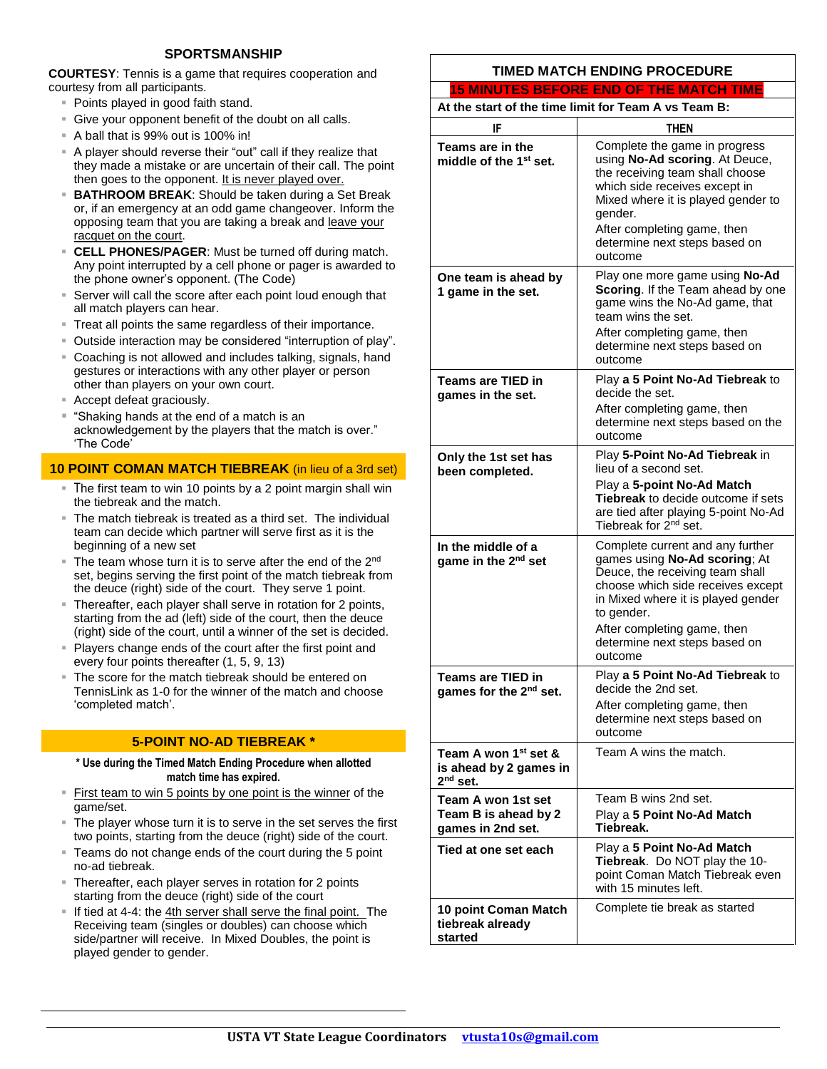## SPORTSMANSHIP

**COURTESY**: Tennis is a game that requires cooperation and courtesy from all participants.

- Points played in good faith stand.
- Give your opponent benefit of the doubt on all calls.
- A ball that is 99% out is 100% in!
- A player should reverse their "out" call if they realize that they made a mistake or are uncertain of their call. The point then goes to the opponent. It is never played over.
- **BATHROOM BREAK**: Should be taken during a Set Break or, if an emergency at an odd game changeover. Inform the opposing team that you are taking a break and leave your racquet on the court.
- **CELL PHONES/PAGER**: Must be turned off during match. Any point interrupted by a cell phone or pager is awarded to the phone owner's opponent. (The Code)
- Server will call the score after each point loud enough that all match players can hear.
- Treat all points the same regardless of their importance.
- Outside interaction may be considered "interruption of play".
- Coaching is not allowed and includes talking, signals, hand gestures or interactions with any other player or person other than players on your own court.
- Accept defeat graciously.
- "Shaking hands at the end of a match is an acknowledgement by the players that the match is over." 'The Code'

## 10 POINT COMAN MATCH TIEBREAK (in lieu of a 3rd set)

- The first team to win 10 points by a 2 point margin shall win the tiebreak and the match.
- The match tiebreak is treated as a third set. The individual team can decide which partner will serve first as it is the beginning of a new set
- The team whose turn it is to serve after the end of the 2nd set, begins serving the first point of the match tiebreak from the deuce (right) side of the court. They serve 1 point.
- Thereafter, each player shall serve in rotation for 2 points, starting from the ad (left) side of the court, then the deuce (right) side of the court, until a winner of the set is decided.
- Players change ends of the court after the first point and every four points thereafter (1, 5, 9, 13)
- The score for the match tiebreak should be entered on TennisLink as 1-0 for the winner of the match and choose 'completed match'.

## 5-POINT NO-AD TIEBREAK *

**\* Use during the Timed Match Ending Procedure when allotted match time has expired.**

- First team to win 5 points by one point is the winner of the game/set.
- The player whose turn it is to serve in the set serves the first two points, starting from the deuce (right) side of the court.
- Teams do not change ends of the court during the 5 point no-ad tiebreak.
- Thereafter, each player serves in rotation for 2 points starting from the deuce (right) side of the court
- If tied at 4-4: the 4th server shall serve the final point. The Receiving team (singles or doubles) can choose which side/partner will receive. In Mixed Doubles, the point is played gender to gender.

## TIMED MATCH ENDING PROCEDURE

**15 MINUTES BEFORE END OF THE MATCH TIME**

**At the start of the time limit for Team A vs Team B:**

| IF | THEN |
|---|---|
| **Teams are in the middle of the 1st set.** | Complete the game in progress using **No-Ad scoring**. At Deuce, the receiving team shall choose which side receives except in Mixed where it is played gender to gender.<br>After completing game, then determine next steps based on outcome |
| **One team is ahead by 1 game in the set.** | Play one more game using **No-Ad Scoring**. If the Team ahead by one game wins the No-Ad game, that team wins the set.<br>After completing game, then determine next steps based on outcome |
| **Teams are TIED in games in the set.** | Play **a 5 Point No-Ad Tiebreak** to decide the set.<br>After completing game, then determine next steps based on the outcome |
| **Only the 1st set has been completed.** | Play **5-Point No-Ad Tiebreak** in lieu of a second set.<br>Play a **5-point No-Ad Match Tiebreak** to decide outcome if sets are tied after playing 5-point No-Ad Tiebreak for 2nd set. |
| **In the middle of a game in the 2nd set** | Complete current and any further games using **No-Ad scoring**; At Deuce, the receiving team shall choose which side receives except in Mixed where it is played gender to gender.<br>After completing game, then determine next steps based on outcome |
| **Teams are TIED in games for the 2nd set.** | Play **a 5 Point No-Ad Tiebreak** to decide the 2nd set.<br>After completing game, then determine next steps based on outcome |
| **Team A won 1st set & is ahead by 2 games in 2nd set.** | Team A wins the match. |
| **Team A won 1st set Team B is ahead by 2 games in 2nd set.** | Team B wins 2nd set.<br>Play a **5 Point No-Ad Match Tiebreak.** |
| **Tied at one set each** | Play a **5 Point No-Ad Match Tiebreak**. Do NOT play the 10-point Coman Match Tiebreak even with 15 minutes left. |
| **10 point Coman Match tiebreak already started** | Complete tie break as started |

**USTA VT State League Coordinators** vtusta10s@gmail.com